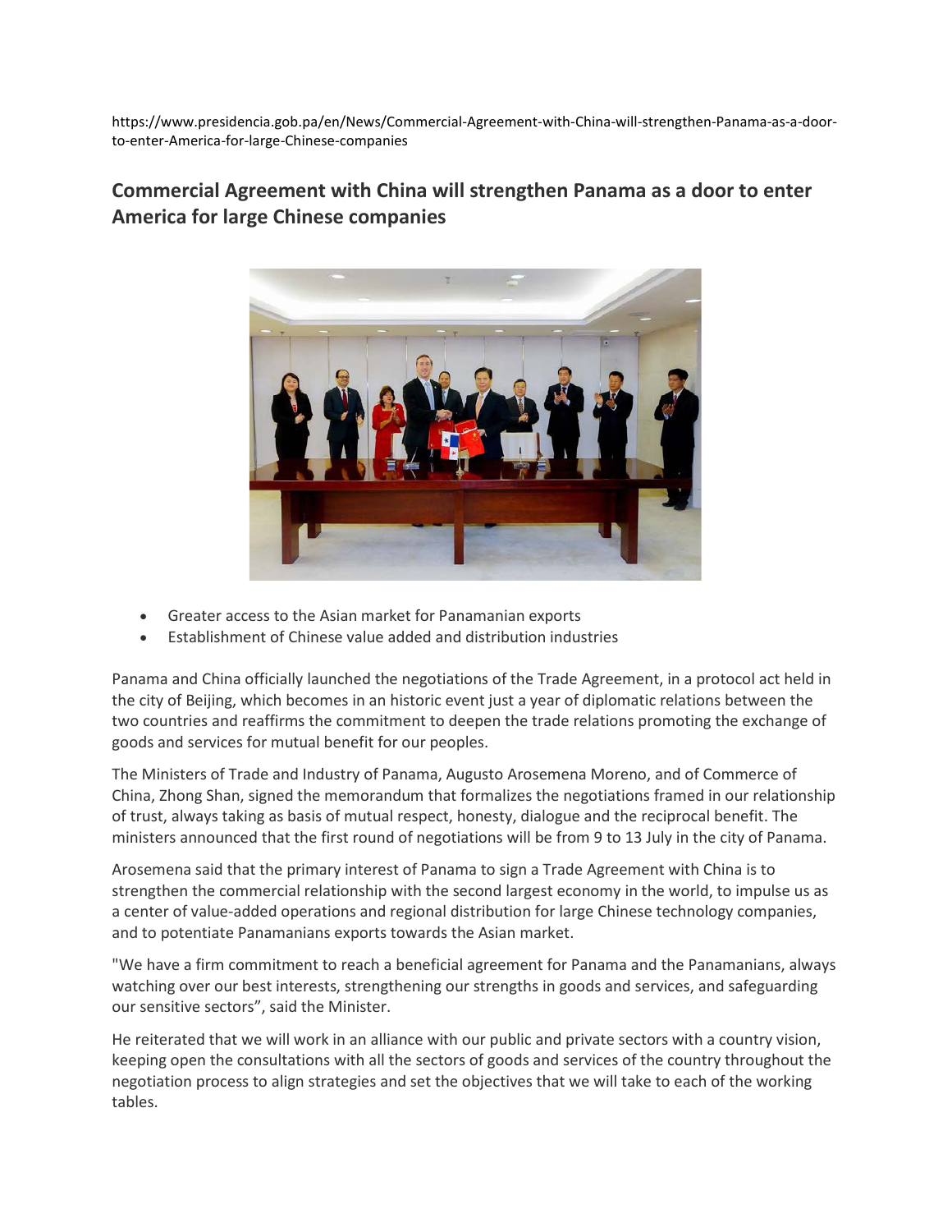https://www.presidencia.gob.pa/en/News/Commercial-Agreement-with-China-will-strengthen-Panama-as-a-door-to-enter-America-for-large-Chinese-companies

## Commercial Agreement with China will strengthen Panama as a door to enter America for large Chinese companies

- Greater access to the Asian market for Panamanian exports
- Establishment of Chinese value added and distribution industries

Panama and China officially launched the negotiations of the Trade Agreement, in a protocol act held in the city of Beijing, which becomes in an historic event just a year of diplomatic relations between the two countries and reaffirms the commitment to deepen the trade relations promoting the exchange of goods and services for mutual benefit for our peoples.

The Ministers of Trade and Industry of Panama, Augusto Arosemena Moreno, and of Commerce of China, Zhong Shan, signed the memorandum that formalizes the negotiations framed in our relationship of trust, always taking as basis of mutual respect, honesty, dialogue and the reciprocal benefit. The ministers announced that the first round of negotiations will be from 9 to 13 July in the city of Panama.

Arosemena said that the primary interest of Panama to sign a Trade Agreement with China is to strengthen the commercial relationship with the second largest economy in the world, to impulse us as a center of value-added operations and regional distribution for large Chinese technology companies, and to potentiate Panamanians exports towards the Asian market.

"We have a firm commitment to reach a beneficial agreement for Panama and the Panamanians, always watching over our best interests, strengthening our strengths in goods and services, and safeguarding our sensitive sectors", said the Minister.

He reiterated that we will work in an alliance with our public and private sectors with a country vision, keeping open the consultations with all the sectors of goods and services of the country throughout the negotiation process to align strategies and set the objectives that we will take to each of the working tables.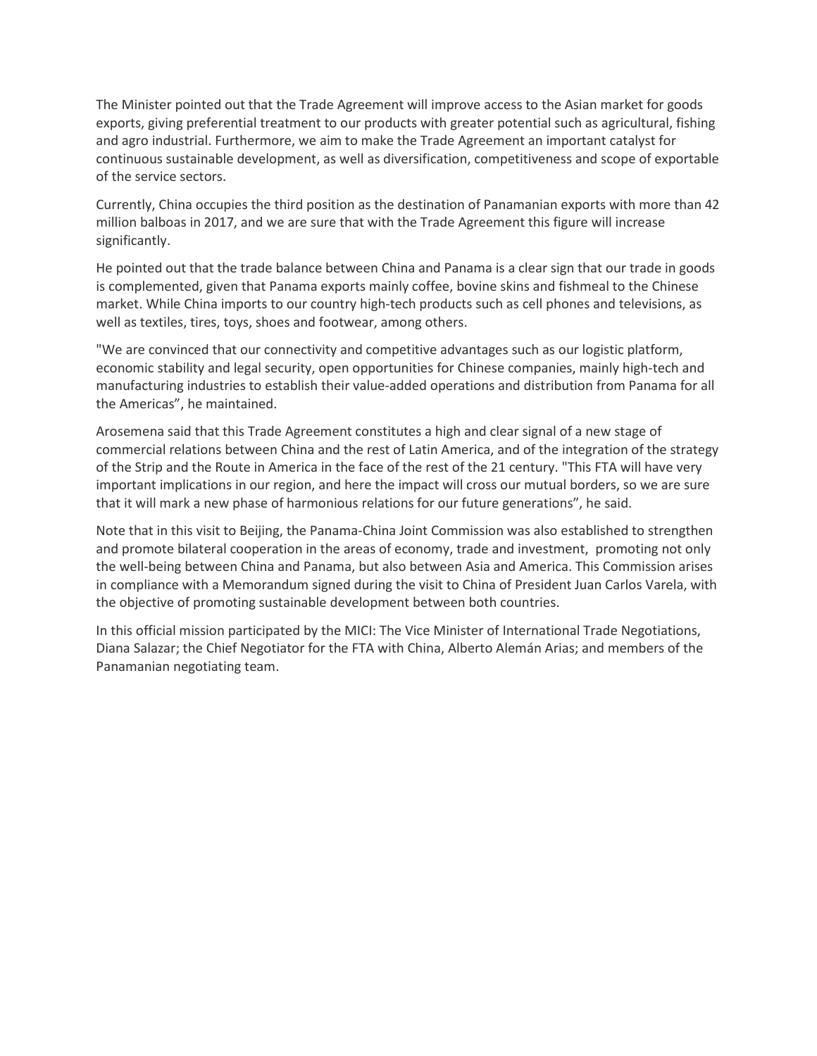The Minister pointed out that the Trade Agreement will improve access to the Asian market for goods exports, giving preferential treatment to our products with greater potential such as agricultural, fishing and agro industrial. Furthermore, we aim to make the Trade Agreement an important catalyst for continuous sustainable development, as well as diversification, competitiveness and scope of exportable of the service sectors.

Currently, China occupies the third position as the destination of Panamanian exports with more than 42 million balboas in 2017, and we are sure that with the Trade Agreement this figure will increase significantly.

He pointed out that the trade balance between China and Panama is a clear sign that our trade in goods is complemented, given that Panama exports mainly coffee, bovine skins and fishmeal to the Chinese market. While China imports to our country high-tech products such as cell phones and televisions, as well as textiles, tires, toys, shoes and footwear, among others.

"We are convinced that our connectivity and competitive advantages such as our logistic platform, economic stability and legal security, open opportunities for Chinese companies, mainly high-tech and manufacturing industries to establish their value-added operations and distribution from Panama for all the Americas", he maintained.

Arosemena said that this Trade Agreement constitutes a high and clear signal of a new stage of commercial relations between China and the rest of Latin America, and of the integration of the strategy of the Strip and the Route in America in the face of the rest of the 21 century. "This FTA will have very important implications in our region, and here the impact will cross our mutual borders, so we are sure that it will mark a new phase of harmonious relations for our future generations", he said.

Note that in this visit to Beijing, the Panama-China Joint Commission was also established to strengthen and promote bilateral cooperation in the areas of economy, trade and investment, promoting not only the well-being between China and Panama, but also between Asia and America. This Commission arises in compliance with a Memorandum signed during the visit to China of President Juan Carlos Varela, with the objective of promoting sustainable development between both countries.

In this official mission participated by the MICI: The Vice Minister of International Trade Negotiations, Diana Salazar; the Chief Negotiator for the FTA with China, Alberto Alemán Arias; and members of the Panamanian negotiating team.